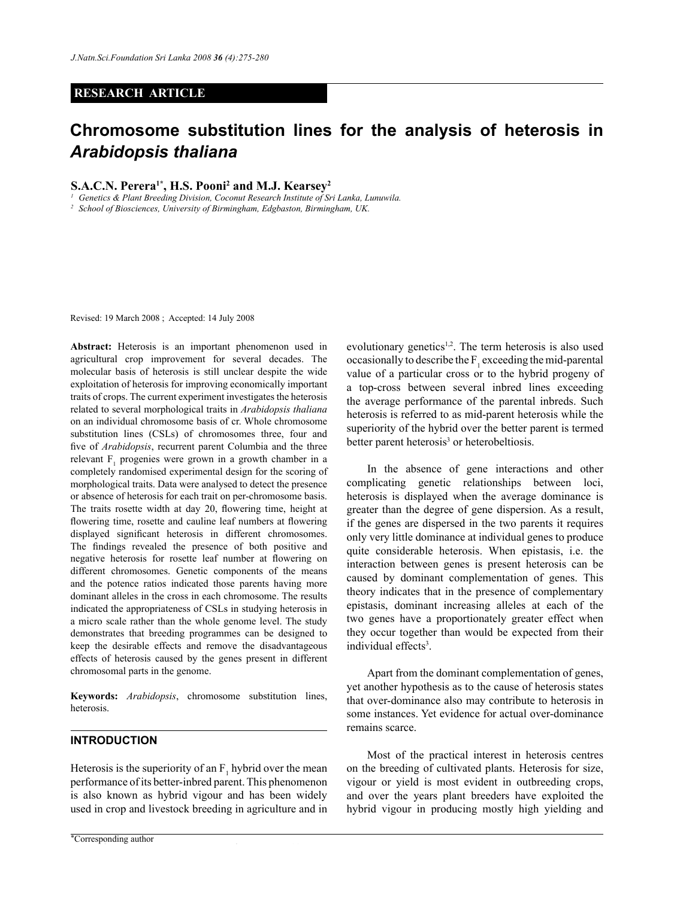**RESEARCH ARTICLE**

# Chromosome substitution lines for the analysis of heterosis in *Arabidopsis thaliana*

**S.A.C.N. Perera[1*], H.S. Pooni[2] and M.J. Kearsey[2]**

[1] Genetics & Plant Breeding Division, Coconut Research Institute of Sri Lanka, Lunuwila.
[2] School of Biosciences, University of Birmingham, Edgbaston, Birmingham, UK.

Revised: 19 March 2008 ; Accepted: 14 July 2008

**Abstract:** Heterosis is an important phenomenon used in agricultural crop improvement for several decades. The molecular basis of heterosis is still unclear despite the wide exploitation of heterosis for improving economically important traits of crops. The current experiment investigates the heterosis related to several morphological traits in *Arabidopsis thaliana* on an individual chromosome basis of cr. Whole chromosome substitution lines (CSLs) of chromosomes three, four and five of *Arabidopsis*, recurrent parent Columbia and the three relevant $F_1$ progenies were grown in a growth chamber in a completely randomised experimental design for the scoring of morphological traits. Data were analysed to detect the presence or absence of heterosis for each trait on per-chromosome basis. The traits rosette width at day 20, flowering time, height at flowering time, rosette and cauline leaf numbers at flowering displayed significant heterosis in different chromosomes. The findings revealed the presence of both positive and negative heterosis for rosette leaf number at flowering on different chromosomes. Genetic components of the means and the potence ratios indicated those parents having more dominant alleles in the cross in each chromosome. The results indicated the appropriateness of CSLs in studying heterosis in a micro scale rather than the whole genome level. The study demonstrates that breeding programmes can be designed to keep the desirable effects and remove the disadvantageous effects of heterosis caused by the genes present in different chromosomal parts in the genome.

**Keywords:** *Arabidopsis*, chromosome substitution lines, heterosis.

## INTRODUCTION

Heterosis is the superiority of an $F_1$ hybrid over the mean performance of its better-inbred parent. This phenomenon is also known as hybrid vigour and has been widely used in crop and livestock breeding in agriculture and in evolutionary genetics[1,2]. The term heterosis is also used occasionally to describe the $F_1$ exceeding the mid-parental value of a particular cross or to the hybrid progeny of a top-cross between several inbred lines exceeding the average performance of the parental inbreds. Such heterosis is referred to as mid-parent heterosis while the superiority of the hybrid over the better parent is termed better parent heterosis[3] or heterobeltiosis.

In the absence of gene interactions and other complicating genetic relationships between loci, heterosis is displayed when the average dominance is greater than the degree of gene dispersion. As a result, if the genes are dispersed in the two parents it requires only very little dominance at individual genes to produce quite considerable heterosis. When epistasis, i.e. the interaction between genes is present heterosis can be caused by dominant complementation of genes. This theory indicates that in the presence of complementary epistasis, dominant increasing alleles at each of the two genes have a proportionately greater effect when they occur together than would be expected from their individual effects[3].

Apart from the dominant complementation of genes, yet another hypothesis as to the cause of heterosis states that over-dominance also may contribute to heterosis in some instances. Yet evidence for actual over-dominance remains scarce.

Most of the practical interest in heterosis centres on the breeding of cultivated plants. Heterosis for size, vigour or yield is most evident in outbreeding crops, and over the years plant breeders have exploited the hybrid vigour in producing mostly high yielding and

*Corresponding author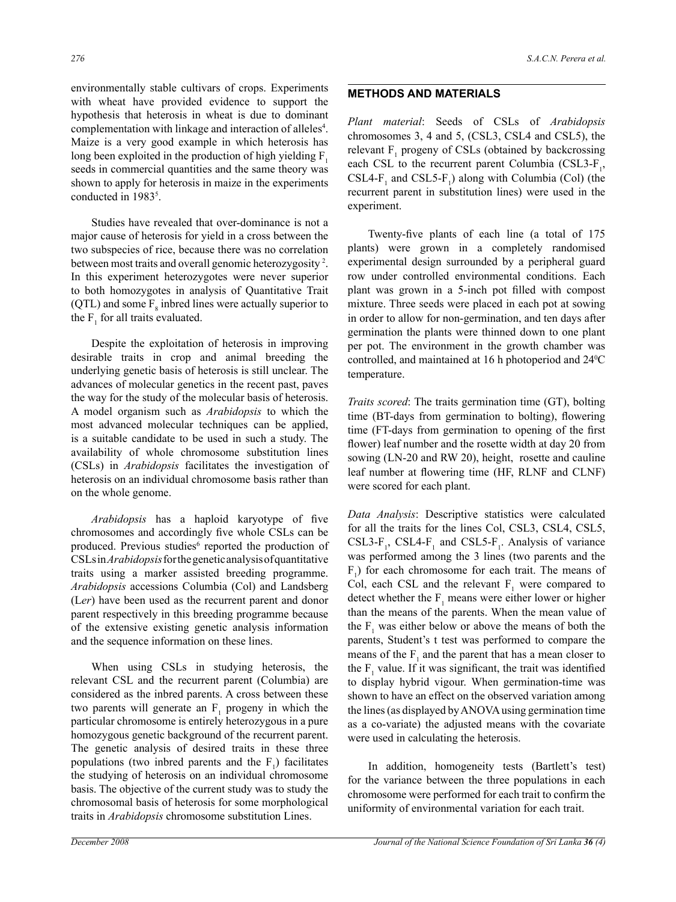environmentally stable cultivars of crops. Experiments with wheat have provided evidence to support the hypothesis that heterosis in wheat is due to dominant complementation with linkage and interaction of alleles[4]. Maize is a very good example in which heterosis has long been exploited in the production of high yielding $F_1$ seeds in commercial quantities and the same theory was shown to apply for heterosis in maize in the experiments conducted in 1983[5].

Studies have revealed that over-dominance is not a major cause of heterosis for yield in a cross between the two subspecies of rice, because there was no correlation between most traits and overall genomic heterozygosity [2]. In this experiment heterozygotes were never superior to both homozygotes in analysis of Quantitative Trait (QTL) and some $F_8$ inbred lines were actually superior to the $F_1$ for all traits evaluated.

Despite the exploitation of heterosis in improving desirable traits in crop and animal breeding the underlying genetic basis of heterosis is still unclear. The advances of molecular genetics in the recent past, paves the way for the study of the molecular basis of heterosis. A model organism such as *Arabidopsis* to which the most advanced molecular techniques can be applied, is a suitable candidate to be used in such a study. The availability of whole chromosome substitution lines (CSLs) in *Arabidopsis* facilitates the investigation of heterosis on an individual chromosome basis rather than on the whole genome.

*Arabidopsis* has a haploid karyotype of five chromosomes and accordingly five whole CSLs can be produced. Previous studies[6] reported the production of CSLs in *Arabidopsis* for the genetic analysis of quantitative traits using a marker assisted breeding programme. *Arabidopsis* accessions Columbia (Col) and Landsberg (L*er*) have been used as the recurrent parent and donor parent respectively in this breeding programme because of the extensive existing genetic analysis information and the sequence information on these lines.

When using CSLs in studying heterosis, the relevant CSL and the recurrent parent (Columbia) are considered as the inbred parents. A cross between these two parents will generate an $F_1$ progeny in which the particular chromosome is entirely heterozygous in a pure homozygous genetic background of the recurrent parent. The genetic analysis of desired traits in these three populations (two inbred parents and the $F_1$) facilitates the studying of heterosis on an individual chromosome basis. The objective of the current study was to study the chromosomal basis of heterosis for some morphological traits in *Arabidopsis* chromosome substitution Lines.

## METHODS AND MATERIALS

*Plant material*: Seeds of CSLs of *Arabidopsis* chromosomes 3, 4 and 5, (CSL3, CSL4 and CSL5), the relevant $F_1$ progeny of CSLs (obtained by backcrossing each CSL to the recurrent parent Columbia (CSL3-$F_1$, CSL4-$F_1$ and CSL5-$F_1$) along with Columbia (Col) (the recurrent parent in substitution lines) were used in the experiment.

Twenty-five plants of each line (a total of 175 plants) were grown in a completely randomised experimental design surrounded by a peripheral guard row under controlled environmental conditions. Each plant was grown in a 5-inch pot filled with compost mixture. Three seeds were placed in each pot at sowing in order to allow for non-germination, and ten days after germination the plants were thinned down to one plant per pot. The environment in the growth chamber was controlled, and maintained at 16 h photoperiod and 24$^0$C temperature.

*Traits scored*: The traits germination time (GT), bolting time (BT-days from germination to bolting), flowering time (FT-days from germination to opening of the first flower) leaf number and the rosette width at day 20 from sowing (LN-20 and RW 20), height, rosette and cauline leaf number at flowering time (HF, RLNF and CLNF) were scored for each plant.

*Data Analysis*: Descriptive statistics were calculated for all the traits for the lines Col, CSL3, CSL4, CSL5, CSL3-$F_1$, CSL4-$F_1$ and CSL5-$F_1$. Analysis of variance was performed among the 3 lines (two parents and the $F_1$) for each chromosome for each trait. The means of Col, each CSL and the relevant $F_1$ were compared to detect whether the $F_1$ means were either lower or higher than the means of the parents. When the mean value of the $F_1$ was either below or above the means of both the parents, Student's t test was performed to compare the means of the $F_1$ and the parent that has a mean closer to the $F_1$ value. If it was significant, the trait was identified to display hybrid vigour. When germination-time was shown to have an effect on the observed variation among the lines (as displayed by ANOVA using germination time as a co-variate) the adjusted means with the covariate were used in calculating the heterosis.

In addition, homogeneity tests (Bartlett's test) for the variance between the three populations in each chromosome were performed for each trait to confirm the uniformity of environmental variation for each trait.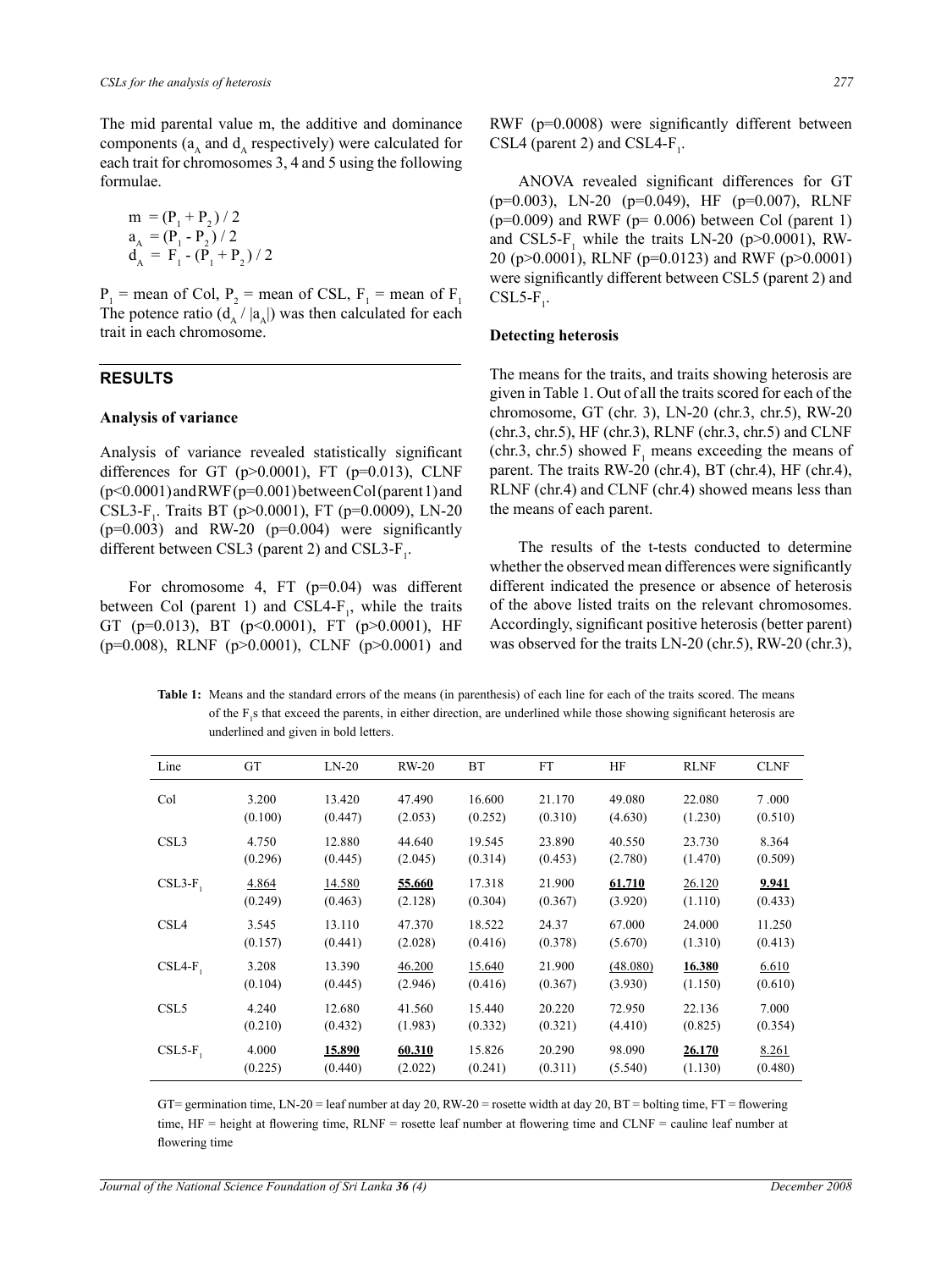The mid parental value m, the additive and dominance components ($a_A$ and $d_A$ respectively) were calculated for each trait for chromosomes 3, 4 and 5 using the following formulae.

$$m = (P_1 + P_2) / 2$$
$$a_A = (P_1 - P_2) / 2$$
$$d_A = F_1 - (P_1 + P_2) / 2$$

$P_1$ = mean of Col, $P_2$ = mean of CSL, $F_1$ = mean of $F_1$. The potence ratio ($d_A$ / $|a_A|$) was then calculated for each trait in each chromosome.

## RESULTS

### Analysis of variance

Analysis of variance revealed statistically significant differences for GT ($p>0.0001$), FT ($p=0.013$), CLNF ($p<0.0001$) and RWF ($p=0.001$) between Col (parent 1) and CSL3-$F_1$. Traits BT ($p>0.0001$), FT ($p=0.0009$), LN-20 ($p=0.003$) and RW-20 ($p=0.004$) were significantly different between CSL3 (parent 2) and CSL3-$F_1$.

For chromosome 4, FT ($p=0.04$) was different between Col (parent 1) and CSL4-$F_1$, while the traits GT ($p=0.013$), BT ($p<0.0001$), FT ($p>0.0001$), HF ($p=0.008$), RLNF ($p>0.0001$), CLNF ($p>0.0001$) and RWF ($p=0.0008$) were significantly different between CSL4 (parent 2) and CSL4-$F_1$.

ANOVA revealed significant differences for GT ($p=0.003$), LN-20 ($p=0.049$), HF ($p=0.007$), RLNF ($p=0.009$) and RWF ($p= 0.006$) between Col (parent 1) and CSL5-$F_1$ while the traits LN-20 ($p>0.0001$), RW-20 ($p>0.0001$), RLNF ($p=0.0123$) and RWF ($p>0.0001$) were significantly different between CSL5 (parent 2) and CSL5-$F_1$.

### Detecting heterosis

The means for the traits, and traits showing heterosis are given in Table 1. Out of all the traits scored for each of the chromosome, GT (chr. 3), LN-20 (chr.3, chr.5), RW-20 (chr.3, chr.5), HF (chr.3), RLNF (chr.3, chr.5) and CLNF (chr.3, chr.5) showed $F_1$ means exceeding the means of parent. The traits RW-20 (chr.4), BT (chr.4), HF (chr.4), RLNF (chr.4) and CLNF (chr.4) showed means less than the means of each parent.

The results of the t-tests conducted to determine whether the observed mean differences were significantly different indicated the presence or absence of heterosis of the above listed traits on the relevant chromosomes. Accordingly, significant positive heterosis (better parent) was observed for the traits LN-20 (chr.5), RW-20 (chr.3),

**Table 1:** Means and the standard errors of the means (in parenthesis) of each line for each of the traits scored. The means of the $F_1$s that exceed the parents, in either direction, are underlined while those showing significant heterosis are underlined and given in bold letters.

| Line | GT | LN-20 | RW-20 | BT | FT | HF | RLNF | CLNF |
|---|---|---|---|---|---|---|---|---|
| Col | 3.200 (0.100) | 13.420 (0.447) | 47.490 (2.053) | 16.600 (0.252) | 21.170 (0.310) | 49.080 (4.630) | 22.080 (1.230) | 7 .000 (0.510) |
| CSL3 | 4.750 (0.296) | 12.880 (0.445) | 44.640 (2.045) | 19.545 (0.314) | 23.890 (0.453) | 40.550 (2.780) | 23.730 (1.470) | 8.364 (0.509) |
| CSL3-$F_1$ | <u>4.864</u> (0.249) | <u>14.580</u> (0.463) | <u>**55.660**</u> (2.128) | 17.318 (0.304) | 21.900 (0.367) | <u>**61.710**</u> (3.920) | <u>26.120</u> (1.110) | <u>**9.941**</u> (0.433) |
| CSL4 | 3.545 (0.157) | 13.110 (0.441) | 47.370 (2.028) | 18.522 (0.416) | 24.37 (0.378) | 67.000 (5.670) | 24.000 (1.310) | 11.250 (0.413) |
| CSL4-$F_1$ | 3.208 (0.104) | 13.390 (0.445) | <u>46.200</u> (2.946) | <u>15.640</u> (0.416) | 21.900 (0.367) | <u>(48.080)</u> (3.930) | <u>**16.380**</u> (1.150) | <u>6.610</u> (0.610) |
| CSL5 | 4.240 (0.210) | 12.680 (0.432) | 41.560 (1.983) | 15.440 (0.332) | 20.220 (0.321) | 72.950 (4.410) | 22.136 (0.825) | 7.000 (0.354) |
| CSL5-$F_1$ | 4.000 (0.225) | <u>**15.890**</u> (0.440) | <u>**60.310**</u> (2.022) | 15.826 (0.241) | 20.290 (0.311) | 98.090 (5.540) | <u>**26.170**</u> (1.130) | <u>8.261</u> (0.480) |

GT= germination time, LN-20 = leaf number at day 20, RW-20 = rosette width at day 20, BT = bolting time, FT = flowering time, HF = height at flowering time, RLNF = rosette leaf number at flowering time and CLNF = cauline leaf number at flowering time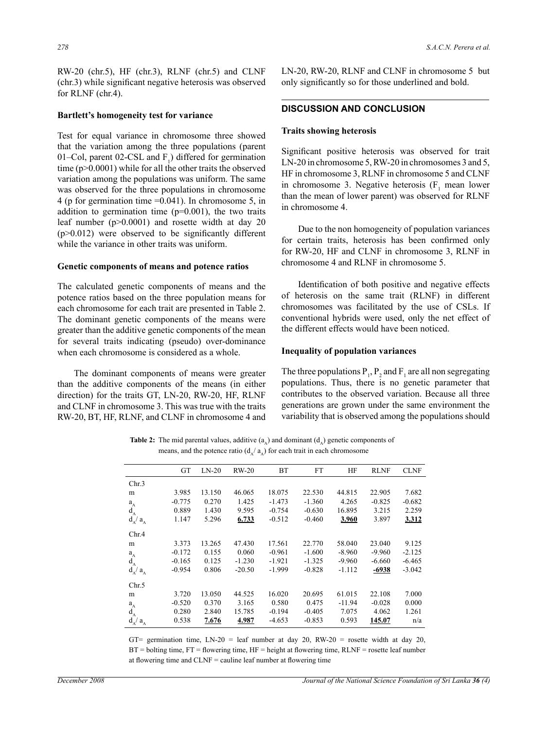RW-20 (chr.5), HF (chr.3), RLNF (chr.5) and CLNF (chr.3) while significant negative heterosis was observed for RLNF (chr.4).

**Bartlett's homogeneity test for variance**

Test for equal variance in chromosome three showed that the variation among the three populations (parent 01–Col, parent 02-CSL and $F_1$) differed for germination time ($p>0.0001$) while for all the other traits the observed variation among the populations was uniform. The same was observed for the three populations in chromosome 4 (p for germination time =0.041). In chromosome 5, in addition to germination time ($p=0.001$), the two traits leaf number ($p>0.0001$) and rosette width at day 20 ($p>0.012$) were observed to be significantly different while the variance in other traits was uniform.

**Genetic components of means and potence ratios**

The calculated genetic components of means and the potence ratios based on the three population means for each chromosome for each trait are presented in Table 2. The dominant genetic components of the means were greater than the additive genetic components of the mean for several traits indicating (pseudo) over-dominance when each chromosome is considered as a whole.

The dominant components of means were greater than the additive components of the means (in either direction) for the traits GT, LN-20, RW-20, HF, RLNF and CLNF in chromosome 3. This was true with the traits RW-20, BT, HF, RLNF, and CLNF in chromosome 4 and LN-20, RW-20, RLNF and CLNF in chromosome 5 but only significantly so for those underlined and bold.

## DISCUSSION AND CONCLUSION

**Traits showing heterosis**

Significant positive heterosis was observed for trait LN-20 in chromosome 5, RW-20 in chromosomes 3 and 5, HF in chromosome 3, RLNF in chromosome 5 and CLNF in chromosome 3. Negative heterosis ($F_1$ mean lower than the mean of lower parent) was observed for RLNF in chromosome 4.

Due to the non homogeneity of population variances for certain traits, heterosis has been confirmed only for RW-20, HF and CLNF in chromosome 3, RLNF in chromosome 4 and RLNF in chromosome 5.

Identification of both positive and negative effects of heterosis on the same trait (RLNF) in different chromosomes was facilitated by the use of CSLs. If conventional hybrids were used, only the net effect of the different effects would have been noticed.

**Inequality of population variances**

The three populations $P_1$, $P_2$ and $F_1$ are all non segregating populations. Thus, there is no genetic parameter that contributes to the observed variation. Because all three generations are grown under the same environment the variability that is observed among the populations should

**Table 2:** The mid parental values, additive ($a_A$) and dominant ($d_A$) genetic components of means, and the potence ratio ($d_A$/ $a_A$) for each trait in each chromosome

| | GT | LN-20 | RW-20 | BT | FT | HF | RLNF | CLNF |
|---|---|---|---|---|---|---|---|---|
| Chr.3 | | | | | | | | |
| m | 3.985 | 13.150 | 46.065 | 18.075 | 22.530 | 44.815 | 22.905 | 7.682 |
| $a_A$ | -0.775 | 0.270 | 1.425 | -1.473 | -1.360 | 4.265 | -0.825 | -0.682 |
| $d_A$ | 0.889 | 1.430 | 9.595 | -0.754 | -0.630 | 16.895 | 3.215 | 2.259 |
| $d_A$/ $a_A$ | 1.147 | 5.296 | **<u>6.733</u>** | -0.512 | -0.460 | **<u>3.960</u>** | 3.897 | **<u>3.312</u>** |
| Chr.4 | | | | | | | | |
| m | 3.373 | 13.265 | 47.430 | 17.561 | 22.770 | 58.040 | 23.040 | 9.125 |
| $a_A$ | -0.172 | 0.155 | 0.060 | -0.961 | -1.600 | -8.960 | -9.960 | -2.125 |
| $d_A$ | -0.165 | 0.125 | -1.230 | -1.921 | -1.325 | -9.960 | -6.660 | -6.465 |
| $d_A$/ $a_A$ | -0.954 | 0.806 | -20.50 | -1.999 | -0.828 | -1.112 | **<u>-6938</u>** | -3.042 |
| Chr.5 | | | | | | | | |
| m | 3.720 | 13.050 | 44.525 | 16.020 | 20.695 | 61.015 | 22.108 | 7.000 |
| $a_A$ | -0.520 | 0.370 | 3.165 | 0.580 | 0.475 | -11.94 | -0.028 | 0.000 |
| $d_A$ | 0.280 | 2.840 | 15.785 | -0.194 | -0.405 | 7.075 | 4.062 | 1.261 |
| $d_A$/ $a_A$ | 0.538 | **<u>7.676</u>** | **<u>4.987</u>** | -4.653 | -0.853 | 0.593 | **<u>145.07</u>** | n/a |

GT= germination time, LN-20 = leaf number at day 20, RW-20 = rosette width at day 20, BT = bolting time, FT = flowering time, HF = height at flowering time, RLNF = rosette leaf number at flowering time and CLNF = cauline leaf number at flowering time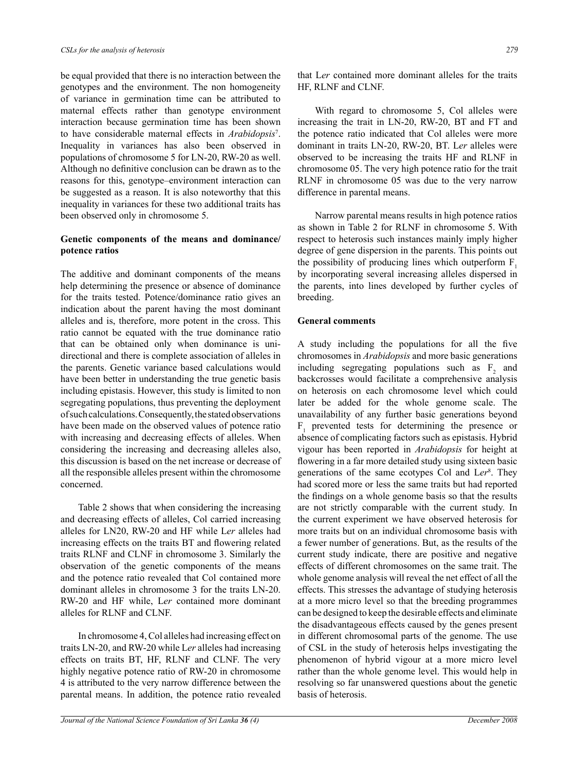be equal provided that there is no interaction between the genotypes and the environment. The non homogeneity of variance in germination time can be attributed to maternal effects rather than genotype environment interaction because germination time has been shown to have considerable maternal effects in *Arabidopsis*[7]. Inequality in variances has also been observed in populations of chromosome 5 for LN-20, RW-20 as well. Although no definitive conclusion can be drawn as to the reasons for this, genotype–environment interaction can be suggested as a reason. It is also noteworthy that this inequality in variances for these two additional traits has been observed only in chromosome 5.

**Genetic components of the means and dominance/ potence ratios**

The additive and dominant components of the means help determining the presence or absence of dominance for the traits tested. Potence/dominance ratio gives an indication about the parent having the most dominant alleles and is, therefore, more potent in the cross. This ratio cannot be equated with the true dominance ratio that can be obtained only when dominance is uni-directional and there is complete association of alleles in the parents. Genetic variance based calculations would have been better in understanding the true genetic basis including epistasis. However, this study is limited to non segregating populations, thus preventing the deployment of such calculations. Consequently, the stated observations have been made on the observed values of potence ratio with increasing and decreasing effects of alleles. When considering the increasing and decreasing alleles also, this discussion is based on the net increase or decrease of all the responsible alleles present within the chromosome concerned.

Table 2 shows that when considering the increasing and decreasing effects of alleles, Col carried increasing alleles for LN20, RW-20 and HF while L*er* alleles had increasing effects on the traits BT and flowering related traits RLNF and CLNF in chromosome 3. Similarly the observation of the genetic components of the means and the potence ratio revealed that Col contained more dominant alleles in chromosome 3 for the traits LN-20. RW-20 and HF while, L*er* contained more dominant alleles for RLNF and CLNF.

In chromosome 4, Col alleles had increasing effect on traits LN-20, and RW-20 while L*er* alleles had increasing effects on traits BT, HF, RLNF and CLNF. The very highly negative potence ratio of RW-20 in chromosome 4 is attributed to the very narrow difference between the parental means. In addition, the potence ratio revealed that L*er* contained more dominant alleles for the traits HF, RLNF and CLNF.

With regard to chromosome 5, Col alleles were increasing the trait in LN-20, RW-20, BT and FT and the potence ratio indicated that Col alleles were more dominant in traits LN-20, RW-20, BT. L*er* alleles were observed to be increasing the traits HF and RLNF in chromosome 05. The very high potence ratio for the trait RLNF in chromosome 05 was due to the very narrow difference in parental means.

Narrow parental means results in high potence ratios as shown in Table 2 for RLNF in chromosome 5. With respect to heterosis such instances mainly imply higher degree of gene dispersion in the parents. This points out the possibility of producing lines which outperform $F_1$ by incorporating several increasing alleles dispersed in the parents, into lines developed by further cycles of breeding.

**General comments**

A study including the populations for all the five chromosomes in *Arabidopsis* and more basic generations including segregating populations such as $F_2$ and backcrosses would facilitate a comprehensive analysis on heterosis on each chromosome level which could later be added for the whole genome scale. The unavailability of any further basic generations beyond $F_1$ prevented tests for determining the presence or absence of complicating factors such as epistasis. Hybrid vigour has been reported in *Arabidopsis* for height at flowering in a far more detailed study using sixteen basic generations of the same ecotypes Col and L*er*[8]. They had scored more or less the same traits but had reported the findings on a whole genome basis so that the results are not strictly comparable with the current study. In the current experiment we have observed heterosis for more traits but on an individual chromosome basis with a fewer number of generations. But, as the results of the current study indicate, there are positive and negative effects of different chromosomes on the same trait. The whole genome analysis will reveal the net effect of all the effects. This stresses the advantage of studying heterosis at a more micro level so that the breeding programmes can be designed to keep the desirable effects and eliminate the disadvantageous effects caused by the genes present in different chromosomal parts of the genome. The use of CSL in the study of heterosis helps investigating the phenomenon of hybrid vigour at a more micro level rather than the whole genome level. This would help in resolving so far unanswered questions about the genetic basis of heterosis.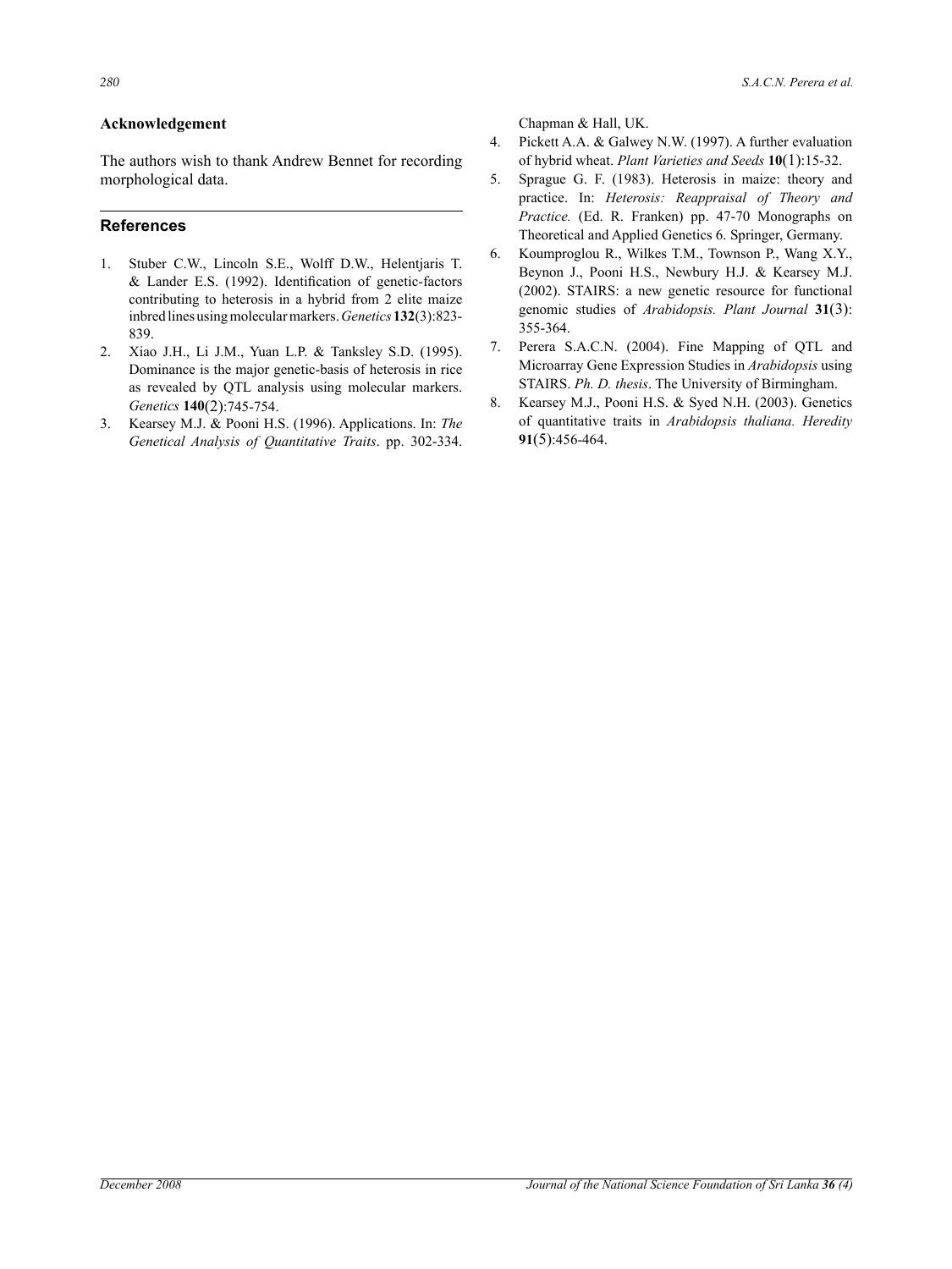## Acknowledgement

The authors wish to thank Andrew Bennet for recording morphological data.

## References

1. Stuber C.W., Lincoln S.E., Wolff D.W., Helentjaris T. & Lander E.S. (1992). Identification of genetic-factors contributing to heterosis in a hybrid from 2 elite maize inbred lines using molecular markers. *Genetics* **132**(3):823-839.
2. Xiao J.H., Li J.M., Yuan L.P. & Tanksley S.D. (1995). Dominance is the major genetic-basis of heterosis in rice as revealed by QTL analysis using molecular markers. *Genetics* **140**(2):745-754.
3. Kearsey M.J. & Pooni H.S. (1996). Applications. In: *The Genetical Analysis of Quantitative Traits*. pp. 302-334. Chapman & Hall, UK.
4. Pickett A.A. & Galwey N.W. (1997). A further evaluation of hybrid wheat. *Plant Varieties and Seeds* **10**(1):15-32.
5. Sprague G. F. (1983). Heterosis in maize: theory and practice. In: *Heterosis: Reappraisal of Theory and Practice.* (Ed. R. Franken) pp. 47-70 Monographs on Theoretical and Applied Genetics 6. Springer, Germany.
6. Koumproglou R., Wilkes T.M., Townson P., Wang X.Y., Beynon J., Pooni H.S., Newbury H.J. & Kearsey M.J. (2002). STAIRS: a new genetic resource for functional genomic studies of *Arabidopsis. Plant Journal* **31**(3): 355-364.
7. Perera S.A.C.N. (2004). Fine Mapping of QTL and Microarray Gene Expression Studies in *Arabidopsis* using STAIRS. *Ph. D. thesis*. The University of Birmingham.
8. Kearsey M.J., Pooni H.S. & Syed N.H. (2003). Genetics of quantitative traits in *Arabidopsis thaliana. Heredity* **91**(5):456-464.